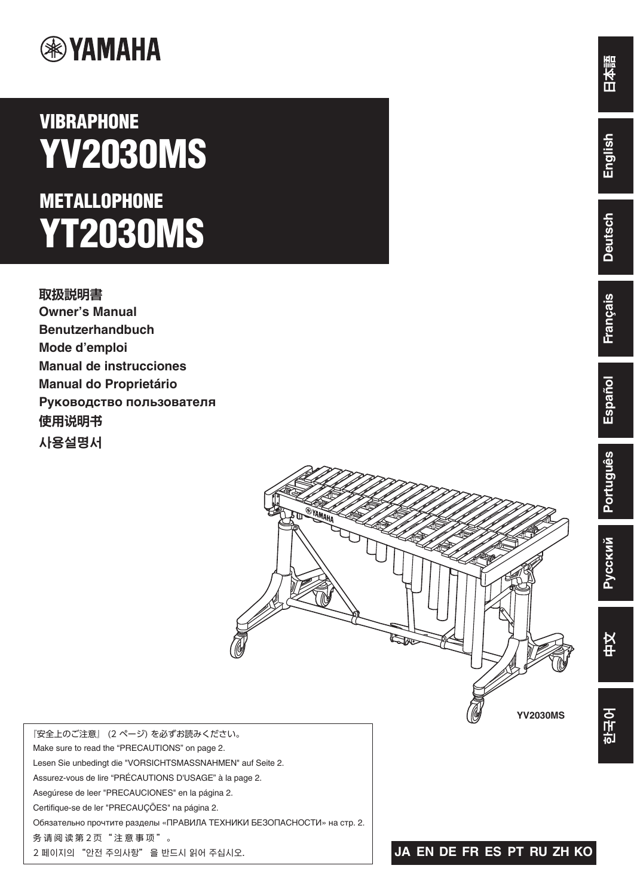YAMAHA

# VIBRAPHONE
# YV2030MS

# METALLOPHONE
# YT2030MS

**取扱説明書**
**Owner's Manual**
**Benutzerhandbuch**
**Mode d'emploi**
**Manual de instrucciones**
**Manual do Proprietário**
**Руководство пользователя**
**使用说明书**
**사용설명서**

YV2030MS

『安全上のご注意』 (2 ページ) を必ずお読みください。
Make sure to read the "PRECAUTIONS" on page 2.
Lesen Sie unbedingt die "VORSICHTSMASSNAHMEN" auf Seite 2.
Assurez-vous de lire "PRÉCAUTIONS D'USAGE" à la page 2.
Asegúrese de leer "PRECAUCIONES" en la página 2.
Certifique-se de ler "PRECAUÇÕES" na página 2.
Обязательно прочтите разделы «ПРАВИЛА ТЕХНИКИ БЕЗОПАСНОСТИ» на стр. 2.
务请阅读第 2 页 "注意事项"。
2 페이지의 "안전 주의사항" 을 반드시 읽어 주십시오.

日本語 | English | Deutsch | Français | Español | Português | Русский | 中文 | 한국어

JA EN DE FR ES PT RU ZH KO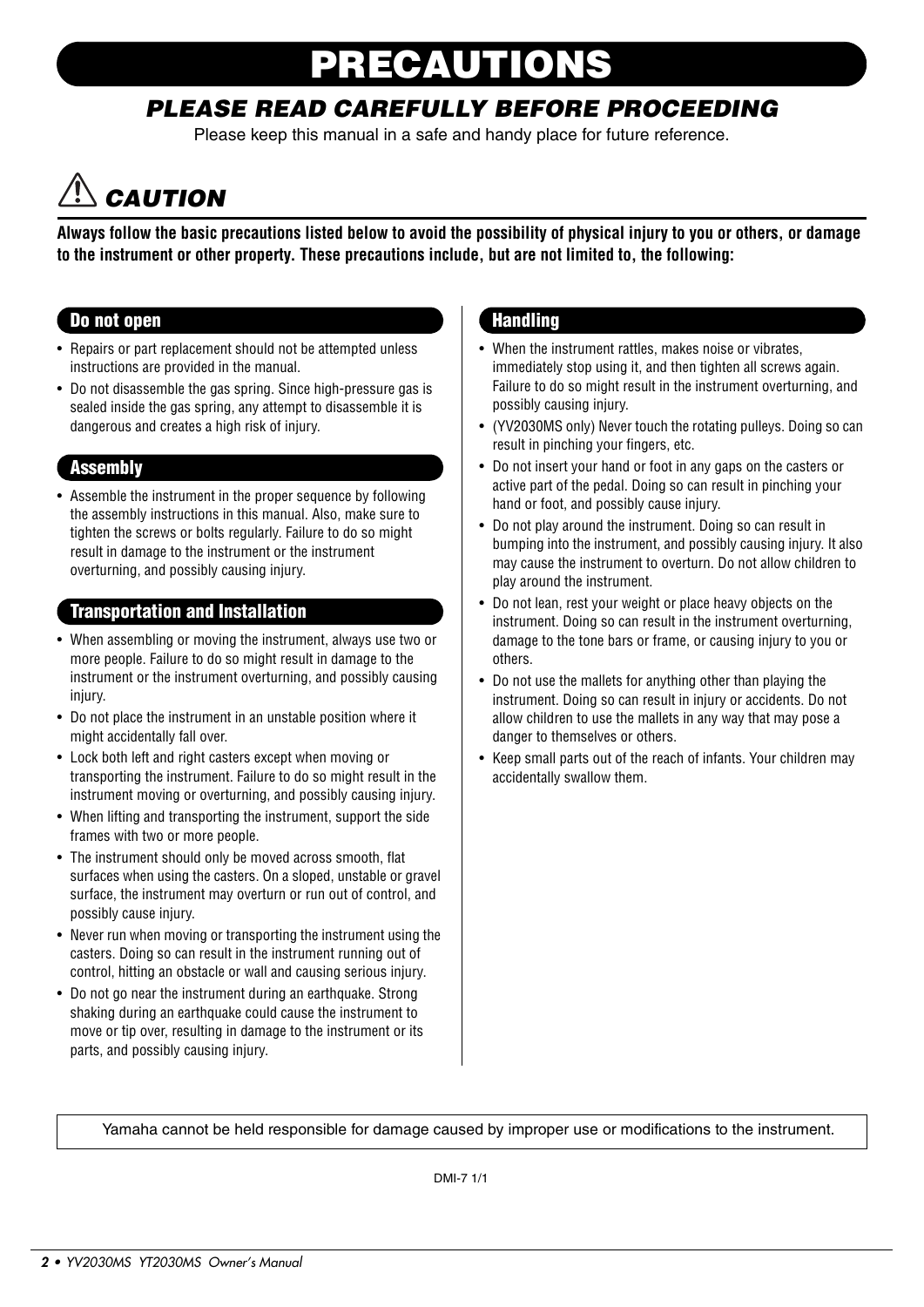# PRECAUTIONS

## *PLEASE READ CAREFULLY BEFORE PROCEEDING*

Please keep this manual in a safe and handy place for future reference.

## ⚠ *CAUTION*

**Always follow the basic precautions listed below to avoid the possibility of physical injury to you or others, or damage to the instrument or other property. These precautions include, but are not limited to, the following:**

### Do not open

- Repairs or part replacement should not be attempted unless instructions are provided in the manual.
- Do not disassemble the gas spring. Since high-pressure gas is sealed inside the gas spring, any attempt to disassemble it is dangerous and creates a high risk of injury.

### Assembly

- Assemble the instrument in the proper sequence by following the assembly instructions in this manual. Also, make sure to tighten the screws or bolts regularly. Failure to do so might result in damage to the instrument or the instrument overturning, and possibly causing injury.

### Transportation and Installation

- When assembling or moving the instrument, always use two or more people. Failure to do so might result in damage to the instrument or the instrument overturning, and possibly causing injury.
- Do not place the instrument in an unstable position where it might accidentally fall over.
- Lock both left and right casters except when moving or transporting the instrument. Failure to do so might result in the instrument moving or overturning, and possibly causing injury.
- When lifting and transporting the instrument, support the side frames with two or more people.
- The instrument should only be moved across smooth, flat surfaces when using the casters. On a sloped, unstable or gravel surface, the instrument may overturn or run out of control, and possibly cause injury.
- Never run when moving or transporting the instrument using the casters. Doing so can result in the instrument running out of control, hitting an obstacle or wall and causing serious injury.
- Do not go near the instrument during an earthquake. Strong shaking during an earthquake could cause the instrument to move or tip over, resulting in damage to the instrument or its parts, and possibly causing injury.

### Handling

- When the instrument rattles, makes noise or vibrates, immediately stop using it, and then tighten all screws again. Failure to do so might result in the instrument overturning, and possibly causing injury.
- (YV2030MS only) Never touch the rotating pulleys. Doing so can result in pinching your fingers, etc.
- Do not insert your hand or foot in any gaps on the casters or active part of the pedal. Doing so can result in pinching your hand or foot, and possibly cause injury.
- Do not play around the instrument. Doing so can result in bumping into the instrument, and possibly causing injury. It also may cause the instrument to overturn. Do not allow children to play around the instrument.
- Do not lean, rest your weight or place heavy objects on the instrument. Doing so can result in the instrument overturning, damage to the tone bars or frame, or causing injury to you or others.
- Do not use the mallets for anything other than playing the instrument. Doing so can result in injury or accidents. Do not allow children to use the mallets in any way that may pose a danger to themselves or others.
- Keep small parts out of the reach of infants. Your children may accidentally swallow them.

Yamaha cannot be held responsible for damage caused by improper use or modifications to the instrument.

DMI-7 1/1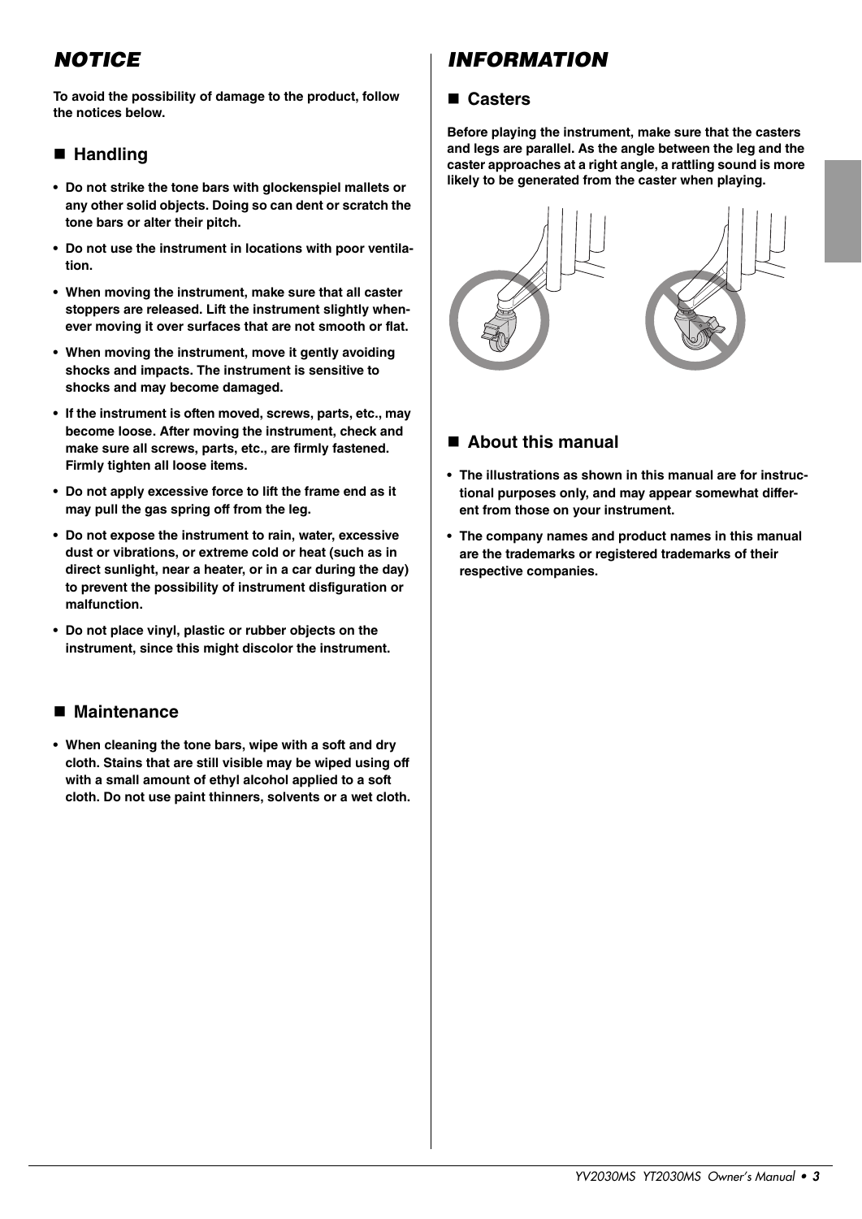## NOTICE

**To avoid the possibility of damage to the product, follow the notices below.**

### ■ Handling

- **Do not strike the tone bars with glockenspiel mallets or any other solid objects. Doing so can dent or scratch the tone bars or alter their pitch.**
- **Do not use the instrument in locations with poor ventilation.**
- **When moving the instrument, make sure that all caster stoppers are released. Lift the instrument slightly whenever moving it over surfaces that are not smooth or flat.**
- **When moving the instrument, move it gently avoiding shocks and impacts. The instrument is sensitive to shocks and may become damaged.**
- **If the instrument is often moved, screws, parts, etc., may become loose. After moving the instrument, check and make sure all screws, parts, etc., are firmly fastened. Firmly tighten all loose items.**
- **Do not apply excessive force to lift the frame end as it may pull the gas spring off from the leg.**
- **Do not expose the instrument to rain, water, excessive dust or vibrations, or extreme cold or heat (such as in direct sunlight, near a heater, or in a car during the day) to prevent the possibility of instrument disfiguration or malfunction.**
- **Do not place vinyl, plastic or rubber objects on the instrument, since this might discolor the instrument.**

### ■ Maintenance

- **When cleaning the tone bars, wipe with a soft and dry cloth. Stains that are still visible may be wiped using off with a small amount of ethyl alcohol applied to a soft cloth. Do not use paint thinners, solvents or a wet cloth.**

## INFORMATION

### ■ Casters

**Before playing the instrument, make sure that the casters and legs are parallel. As the angle between the leg and the caster approaches at a right angle, a rattling sound is more likely to be generated from the caster when playing.**

### ■ About this manual

- **The illustrations as shown in this manual are for instructional purposes only, and may appear somewhat different from those on your instrument.**
- **The company names and product names in this manual are the trademarks or registered trademarks of their respective companies.**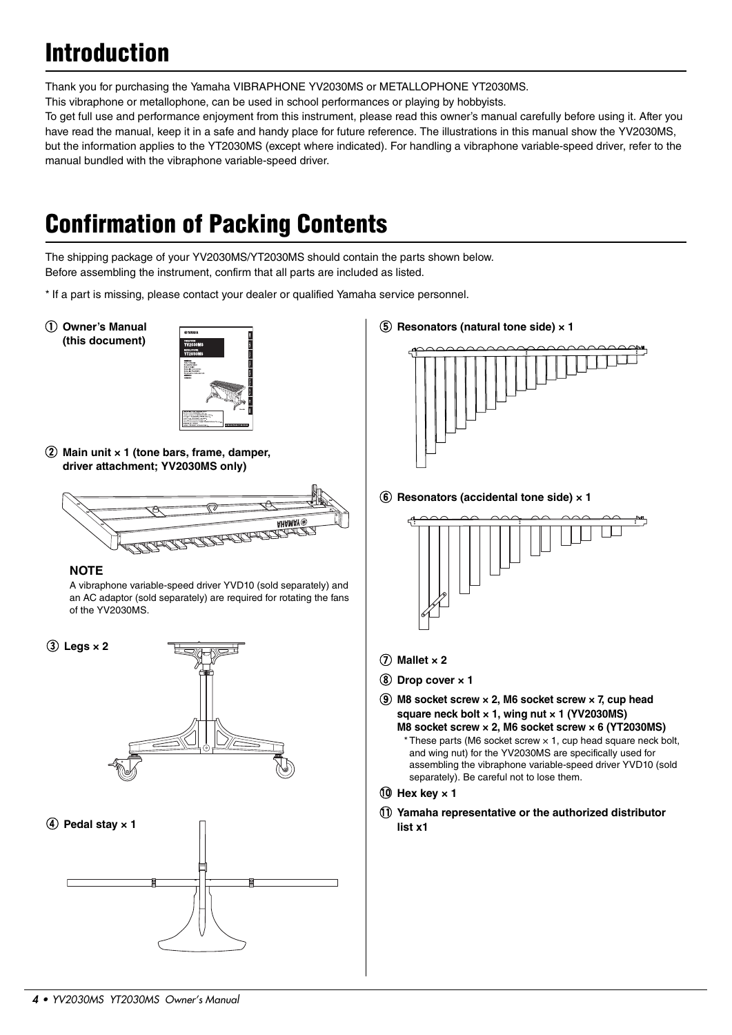# Introduction

Thank you for purchasing the Yamaha VIBRAPHONE YV2030MS or METALLOPHONE YT2030MS.
This vibraphone or metallophone, can be used in school performances or playing by hobbyists.
To get full use and performance enjoyment from this instrument, please read this owner's manual carefully before using it. After you have read the manual, keep it in a safe and handy place for future reference. The illustrations in this manual show the YV2030MS, but the information applies to the YT2030MS (except where indicated). For handling a vibraphone variable-speed driver, refer to the manual bundled with the vibraphone variable-speed driver.

# Confirmation of Packing Contents

The shipping package of your YV2030MS/YT2030MS should contain the parts shown below.
Before assembling the instrument, confirm that all parts are included as listed.

* If a part is missing, please contact your dealer or qualified Yamaha service personnel.

① **Owner's Manual (this document)**

② **Main unit × 1 (tone bars, frame, damper, driver attachment; YV2030MS only)**

**NOTE**

A vibraphone variable-speed driver YVD10 (sold separately) and an AC adaptor (sold separately) are required for rotating the fans of the YV2030MS.

③ **Legs × 2**

④ **Pedal stay × 1**

⑤ **Resonators (natural tone side) × 1**

⑥ **Resonators (accidental tone side) × 1**

⑦ **Mallet × 2**

⑧ **Drop cover × 1**

⑨ **M8 socket screw × 2, M6 socket screw × 7, cup head square neck bolt × 1, wing nut × 1 (YV2030MS)**
**M8 socket screw × 2, M6 socket screw × 6 (YT2030MS)**

\* These parts (M6 socket screw × 1, cup head square neck bolt, and wing nut) for the YV2030MS are specifically used for assembling the vibraphone variable-speed driver YVD10 (sold separately). Be careful not to lose them.

⑩ **Hex key × 1**

⑪ **Yamaha representative or the authorized distributor list x1**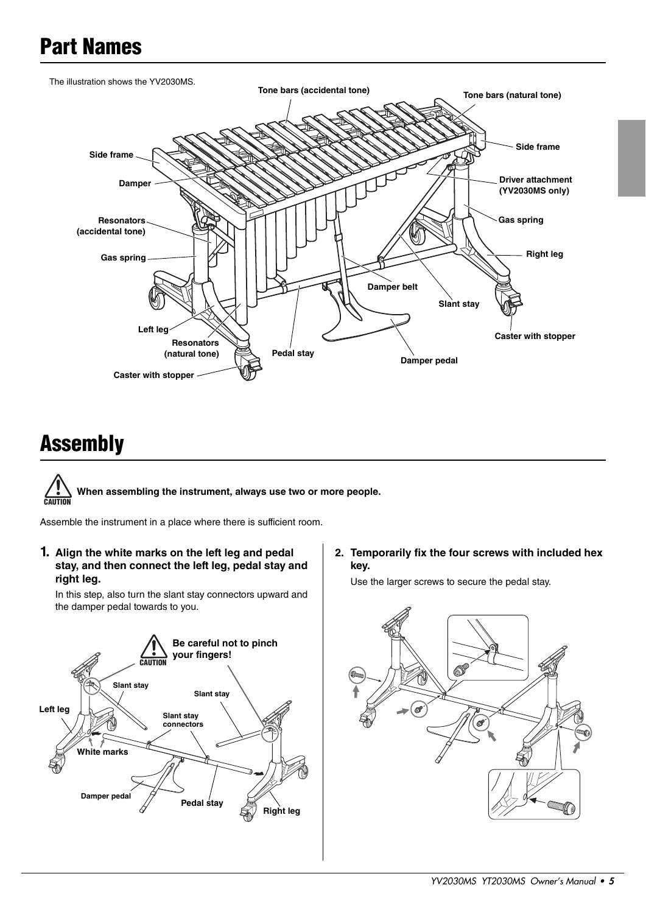# Part Names

The illustration shows the YV2030MS.

# Assembly

⚠ CAUTION **When assembling the instrument, always use two or more people.**

Assemble the instrument in a place where there is sufficient room.

**1. Align the white marks on the left leg and pedal stay, and then connect the left leg, pedal stay and right leg.**

In this step, also turn the slant stay connectors upward and the damper pedal towards to you.

**2. Temporarily fix the four screws with included hex key.**

Use the larger screws to secure the pedal stay.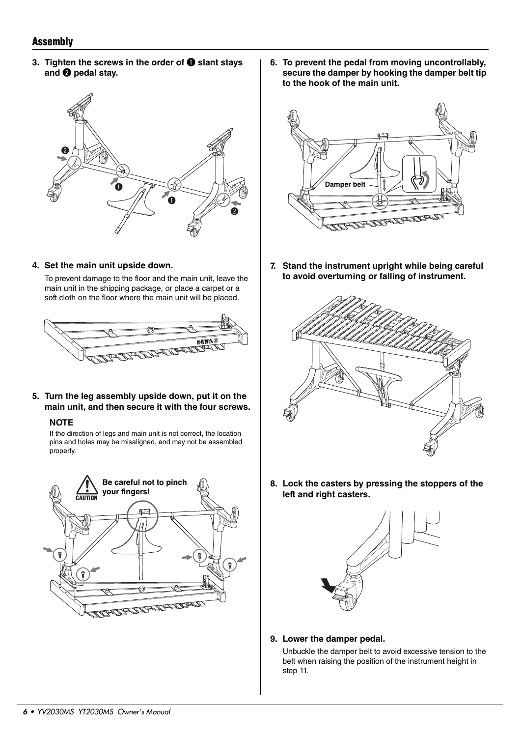## Assembly

3. **Tighten the screws in the order of ❶ slant stays and ❷ pedal stay.**

4. **Set the main unit upside down.**

   To prevent damage to the floor and the main unit, leave the main unit in the shipping package, or place a carpet or a soft cloth on the floor where the main unit will be placed.

5. **Turn the leg assembly upside down, put it on the main unit, and then secure it with the four screws.**

   **NOTE**

   If the direction of legs and main unit is not correct, the location pins and holes may be misaligned, and may not be assembled properly.

   **CAUTION** Be careful not to pinch your fingers!

6. **To prevent the pedal from moving uncontrollably, secure the damper by hooking the damper belt tip to the hook of the main unit.**

   Damper belt

7. **Stand the instrument upright while being careful to avoid overturning or falling of instrument.**

8. **Lock the casters by pressing the stoppers of the left and right casters.**

9. **Lower the damper pedal.**

   Unbuckle the damper belt to avoid excessive tension to the belt when raising the position of the instrument height in step 11.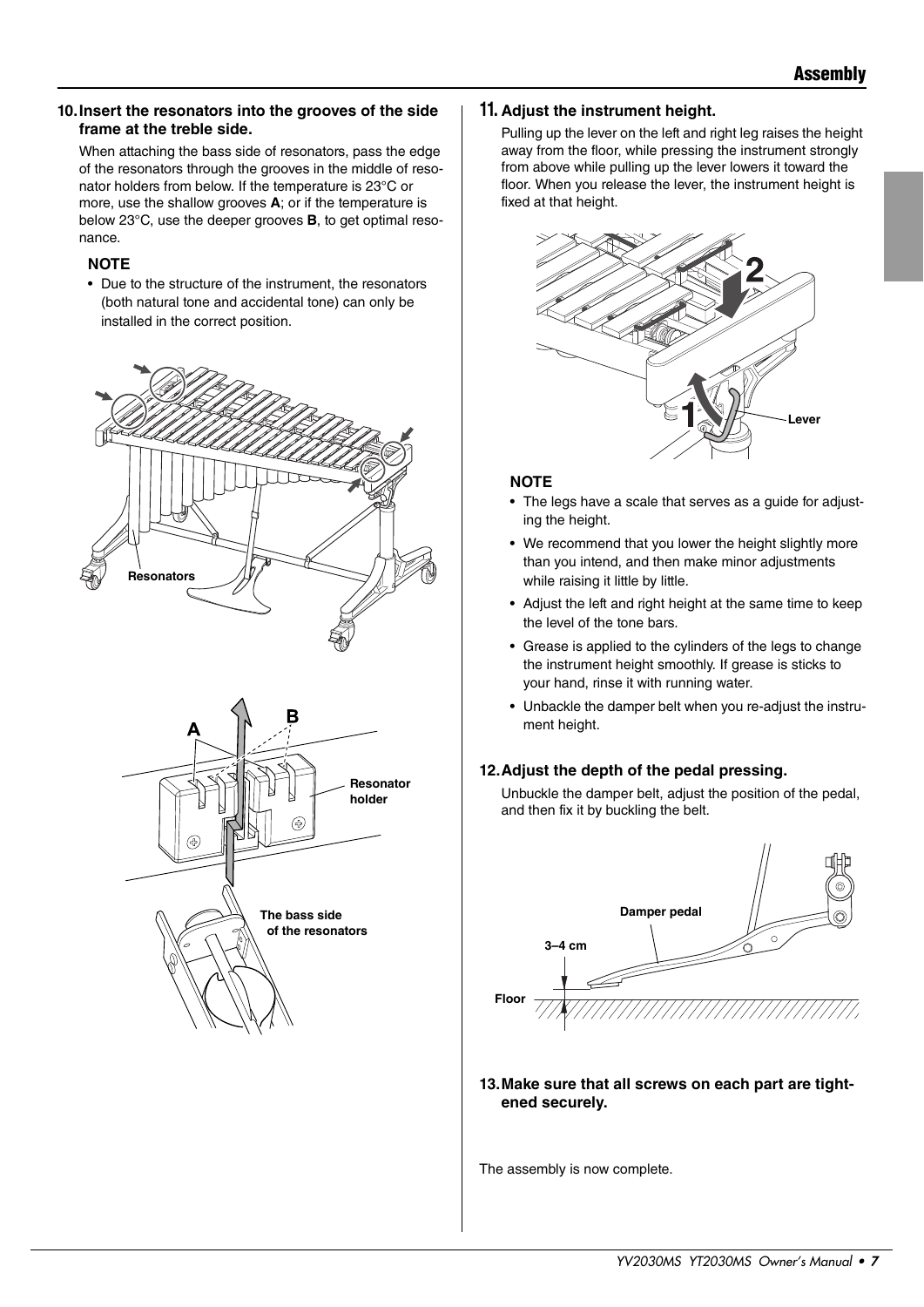## Assembly

**10. Insert the resonators into the grooves of the side frame at the treble side.**

When attaching the bass side of resonators, pass the edge of the resonators through the grooves in the middle of resonator holders from below. If the temperature is 23°C or more, use the shallow grooves **A**; or if the temperature is below 23°C, use the deeper grooves **B**, to get optimal resonance.

**NOTE**

- Due to the structure of the instrument, the resonators (both natural tone and accidental tone) can only be installed in the correct position.

Resonators

A B

Resonator holder

The bass side of the resonators

**11. Adjust the instrument height.**

Pulling up the lever on the left and right leg raises the height away from the floor, while pressing the instrument strongly from above while pulling up the lever lowers it toward the floor. When you release the lever, the instrument height is fixed at that height.

Lever

**NOTE**

- The legs have a scale that serves as a guide for adjusting the height.
- We recommend that you lower the height slightly more than you intend, and then make minor adjustments while raising it little by little.
- Adjust the left and right height at the same time to keep the level of the tone bars.
- Grease is applied to the cylinders of the legs to change the instrument height smoothly. If grease is sticks to your hand, rinse it with running water.
- Unbackle the damper belt when you re-adjust the instrument height.

**12. Adjust the depth of the pedal pressing.**

Unbuckle the damper belt, adjust the position of the pedal, and then fix it by buckling the belt.

Damper pedal

3–4 cm

Floor

**13. Make sure that all screws on each part are tightened securely.**

The assembly is now complete.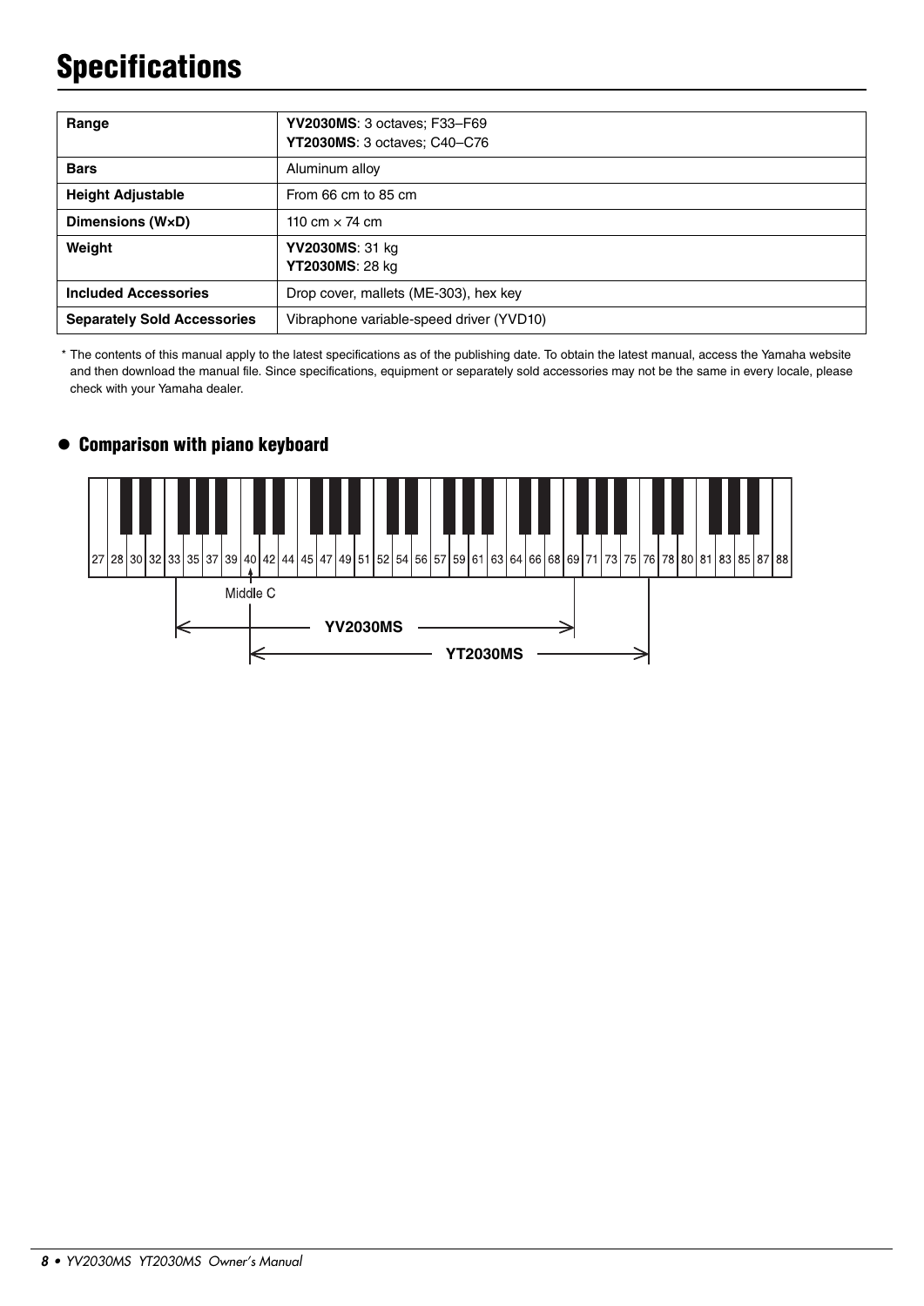# Specifications

| Range | **YV2030MS**: 3 octaves; F33–F69<br>**YT2030MS**: 3 octaves; C40–C76 |
|---|---|
| **Bars** | Aluminum alloy |
| **Height Adjustable** | From 66 cm to 85 cm |
| **Dimensions (W×D)** | 110 cm × 74 cm |
| **Weight** | **YV2030MS**: 31 kg<br>**YT2030MS**: 28 kg |
| **Included Accessories** | Drop cover, mallets (ME-303), hex key |
| **Separately Sold Accessories** | Vibraphone variable-speed driver (YVD10) |

\* The contents of this manual apply to the latest specifications as of the publishing date. To obtain the latest manual, access the Yamaha website and then download the manual file. Since specifications, equipment or separately sold accessories may not be the same in every locale, please check with your Yamaha dealer.

## ● Comparison with piano keyboard

27 | 28 | 30 | 32 | 33 | 35 | 37 | 39 | 40 | 42 | 44 | 45 | 47 | 49 | 51 | 52 | 54 | 56 | 57 | 59 | 61 | 63 | 64 | 66 | 68 | 69 | 71 | 73 | 75 | 76 | 78 | 80 | 81 | 83 | 85 | 87 | 88

Middle C

YV2030MS

YT2030MS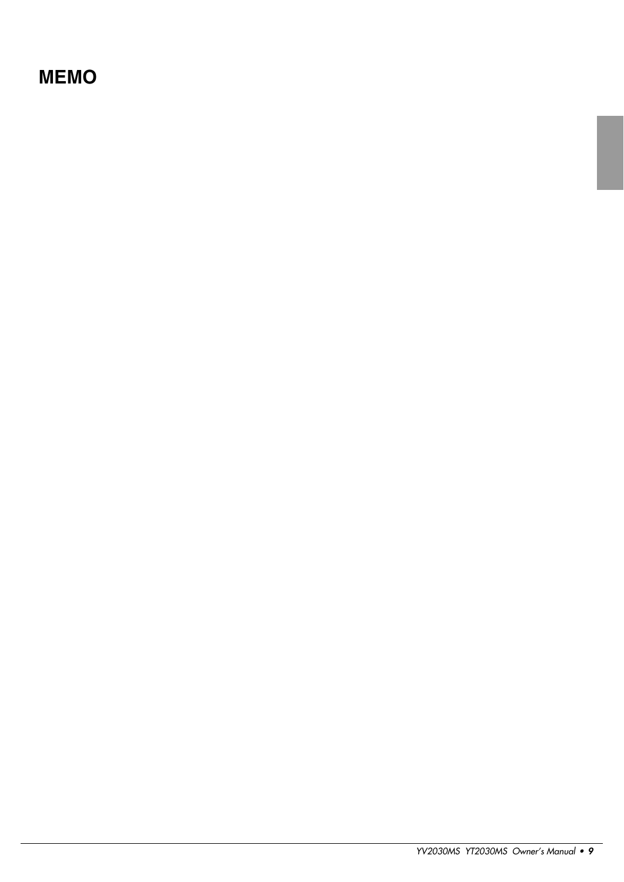# MEMO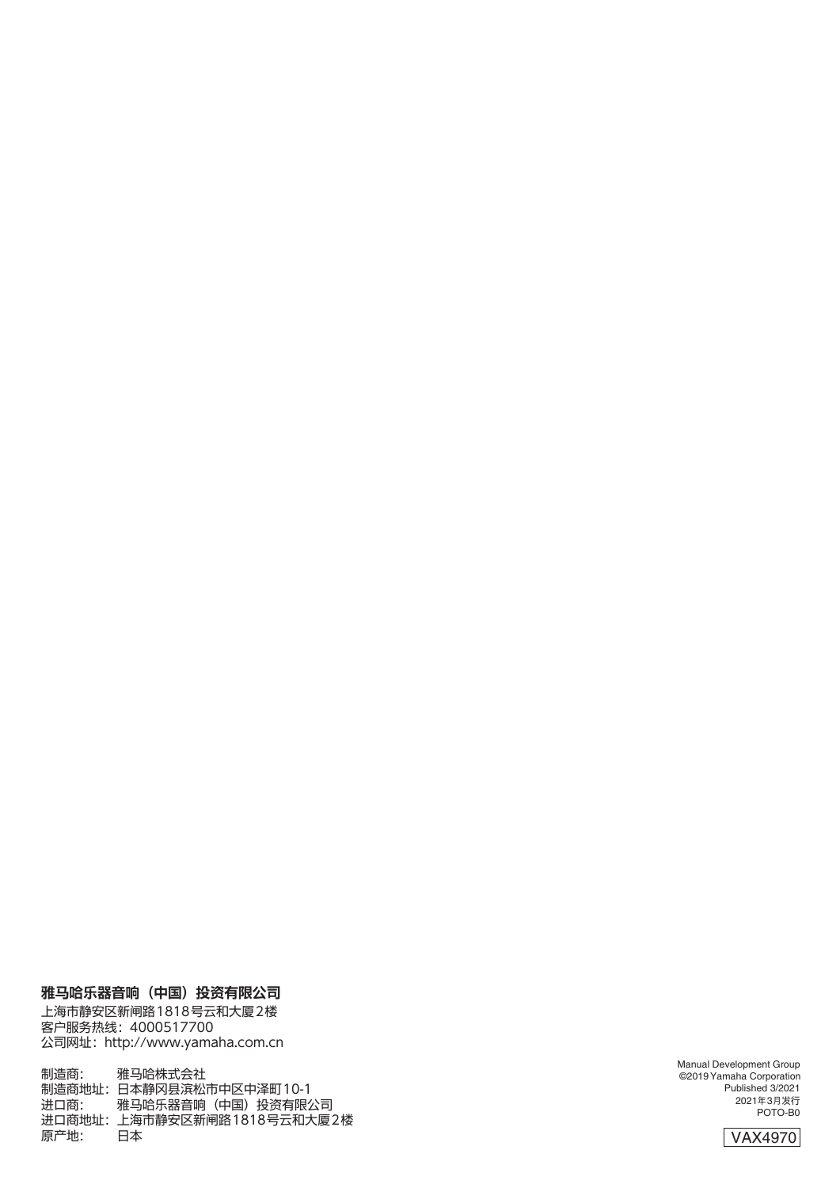**雅马哈乐器音响（中国）投资有限公司**

上海市静安区新闸路1818号云和大厦2楼
客户服务热线：4000517700
公司网址：http://www.yamaha.com.cn

制造商：　　雅马哈株式会社
制造商地址：日本静冈县滨松市中区中泽町10-1
进口商：　　雅马哈乐器音响（中国）投资有限公司
进口商地址：上海市静安区新闸路1818号云和大厦2楼
原产地：　　日本

Manual Development Group
©2019 Yamaha Corporation
Published 3/2021
2021年3月发行
POTO-B0

VAX4970